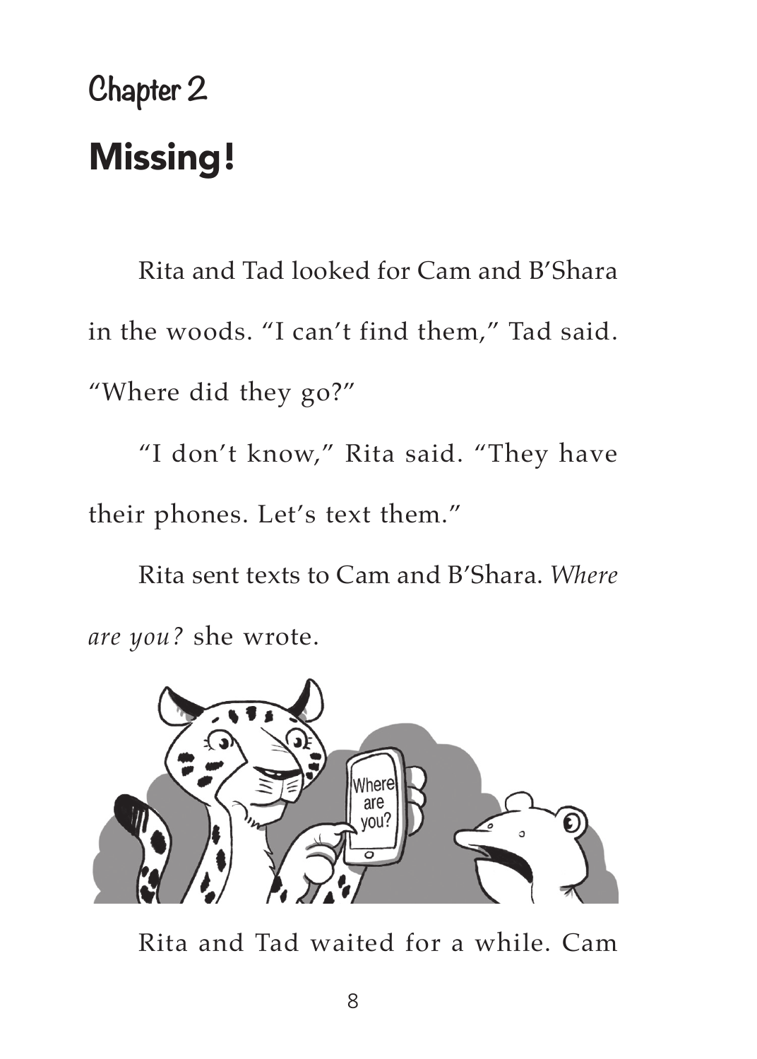Chapter 2

# Missing!

Rita and Tad looked for Cam and B'Shara in the woods. "I can't find them," Tad said. "Where did they go?"

"I don't know," Rita said. "They have their phones. Let's text them."

Rita sent texts to Cam and B'Shara. *Where are you?* she wrote.

Rita and Tad waited for a while. Cam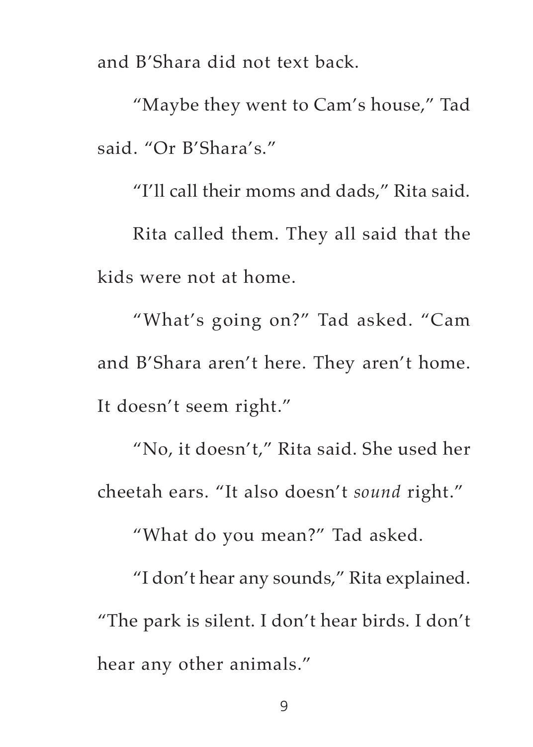and B'Shara did not text back.

"Maybe they went to Cam's house," Tad said. "Or B'Shara's."

"I'll call their moms and dads," Rita said.

Rita called them. They all said that the kids were not at home.

"What's going on?" Tad asked. "Cam and B'Shara aren't here. They aren't home. It doesn't seem right."

"No, it doesn't," Rita said. She used her cheetah ears. "It also doesn't *sound* right."

"What do you mean?" Tad asked.

"I don't hear any sounds," Rita explained. "The park is silent. I don't hear birds. I don't hear any other animals."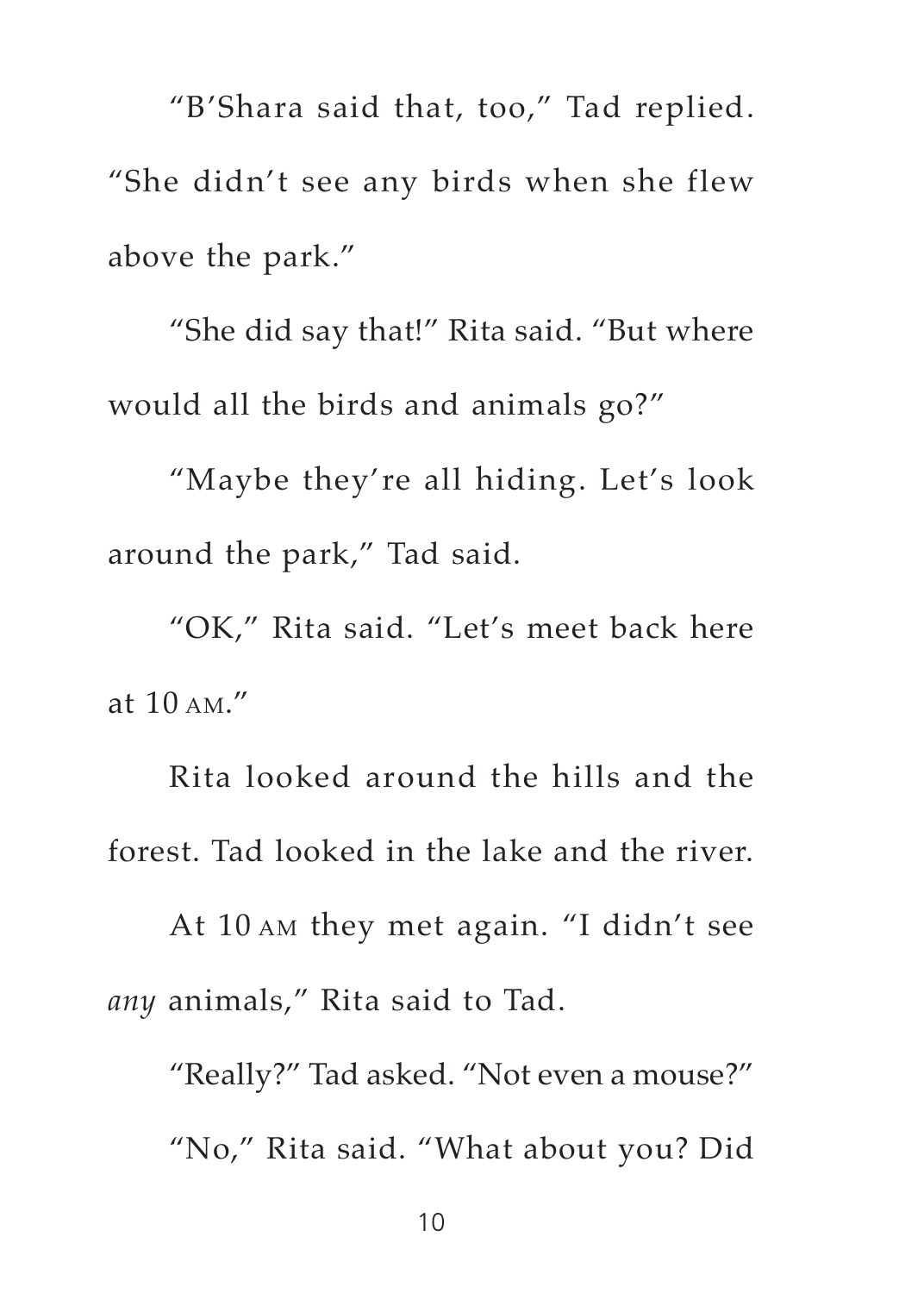"B'Shara said that, too," Tad replied. "She didn't see any birds when she flew above the park."

"She did say that!" Rita said. "But where would all the birds and animals go?"

"Maybe they're all hiding. Let's look around the park," Tad said.

"OK," Rita said. "Let's meet back here at 10 AM."

Rita looked around the hills and the forest. Tad looked in the lake and the river.

At 10 AM they met again. "I didn't see *any* animals," Rita said to Tad.

"Really?" Tad asked. "Not even a mouse?"

"No," Rita said. "What about you? Did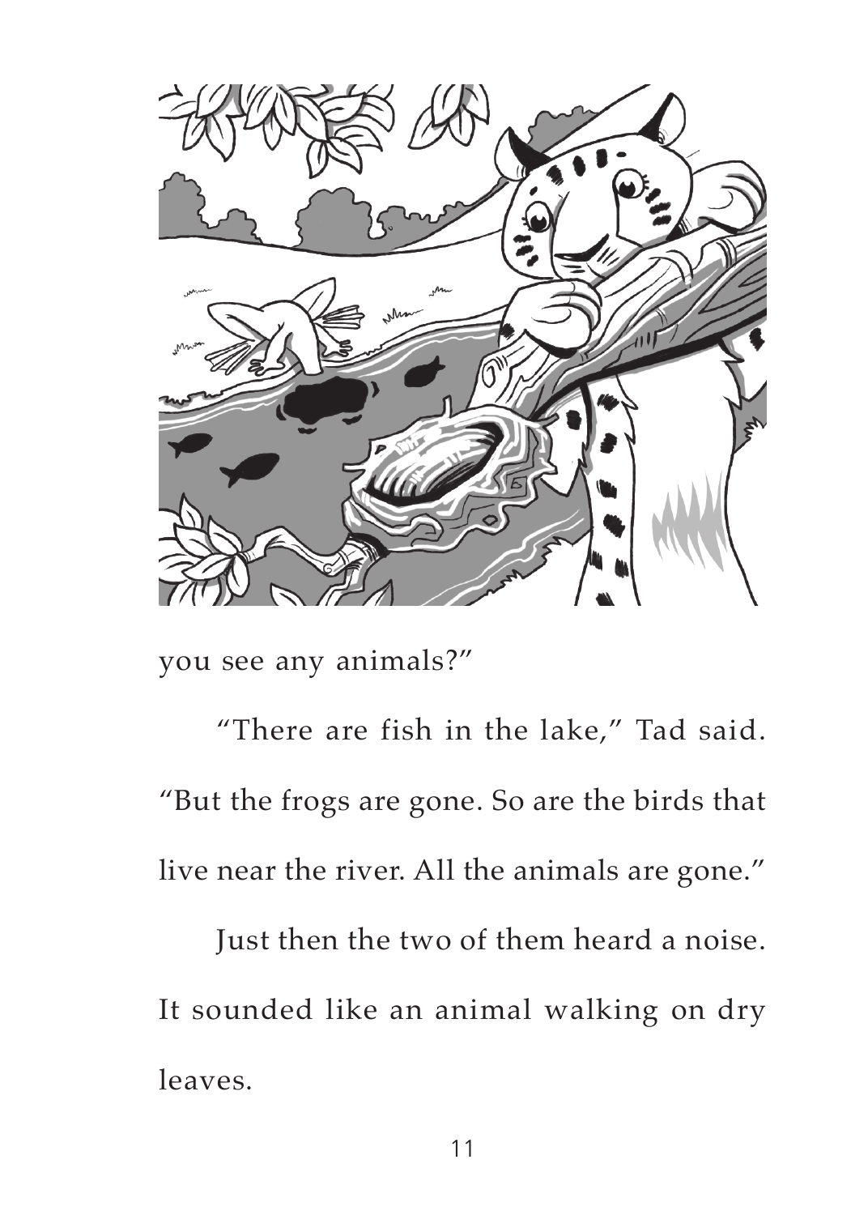you see any animals?"

"There are fish in the lake," Tad said. "But the frogs are gone. So are the birds that live near the river. All the animals are gone."

Just then the two of them heard a noise. It sounded like an animal walking on dry leaves.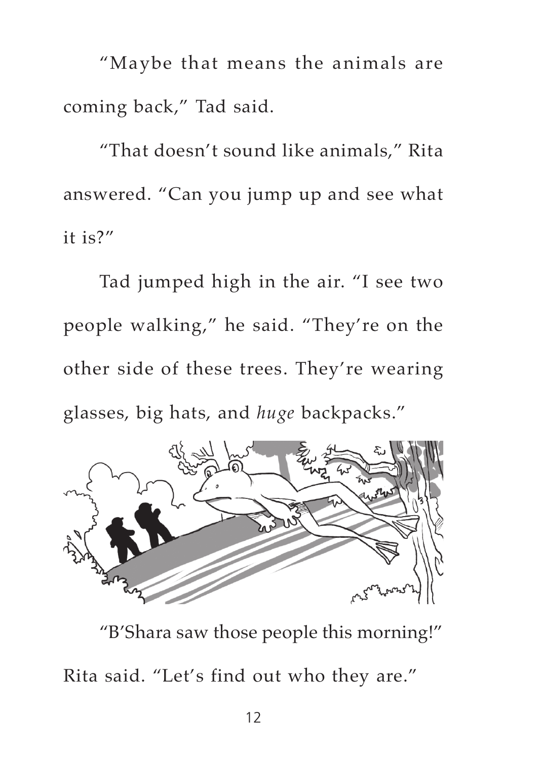"Maybe that means the animals are coming back," Tad said.

"That doesn't sound like animals," Rita answered. "Can you jump up and see what it is?"

Tad jumped high in the air. "I see two people walking," he said. "They're on the other side of these trees. They're wearing glasses, big hats, and *huge* backpacks."

"B'Shara saw those people this morning!" Rita said. "Let's find out who they are."